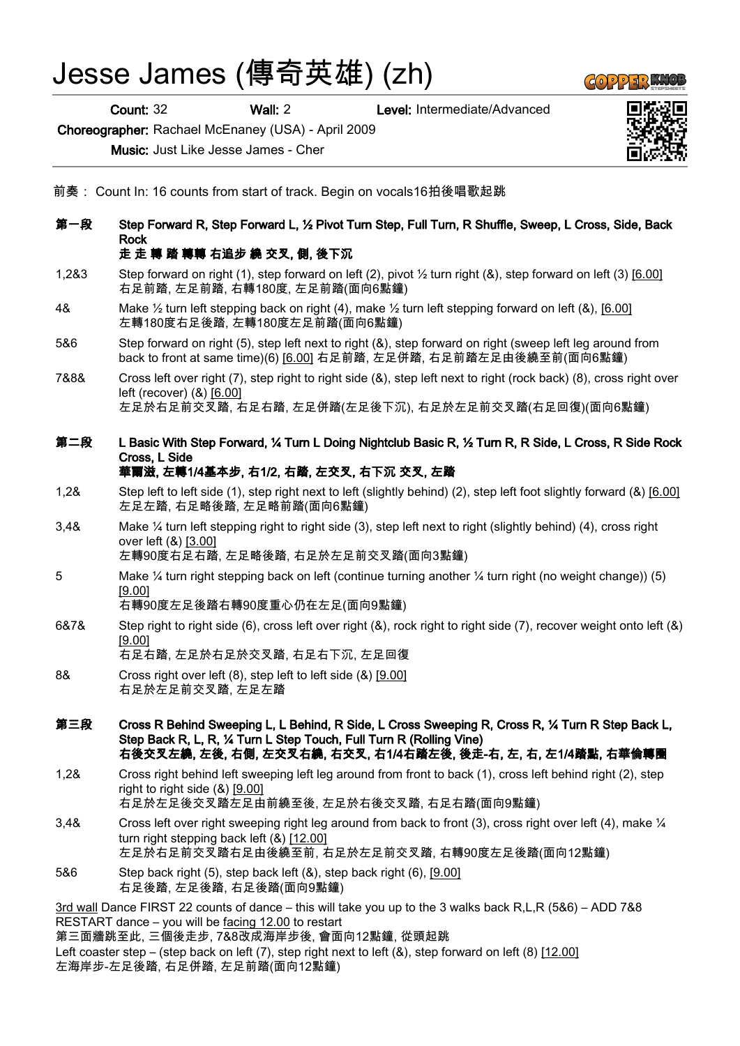# Jesse James (傳奇英雄) (zh)

**Count:** 32 **Wall:** 2 **Level:** Intermediate/Advanced

**Choreographer:** Rachael McEnaney (USA) - April 2009

**Music:** Just Like Jesse James - Cher

前奏： Count In: 16 counts from start of track. Begin on vocals16拍後唱歌起跳

**第一段 Step Forward R, Step Forward L, ½ Pivot Turn Step, Full Turn, R Shuffle, Sweep, L Cross, Side, Back Rock**
**走 走 轉 踏 轉轉 右追步 繞 交叉, 側, 後下沉**

1,2&3 Step forward on right (1), step forward on left (2), pivot ½ turn right (&), step forward on left (3) [6.00]
右足前踏, 左足前踏, 右轉180度, 左足前踏(面向6點鐘)

4& Make ½ turn left stepping back on right (4), make ½ turn left stepping forward on left (&), [6.00]
左轉180度右足後踏, 左轉180度左足前踏(面向6點鐘)

5&6 Step forward on right (5), step left next to right (&), step forward on right (sweep left leg around from back to front at same time)(6) [6.00] 右足前踏, 左足併踏, 右足前踏左足由後繞至前(面向6點鐘)

7&8& Cross left over right (7), step right to right side (&), step left next to right (rock back) (8), cross right over left (recover) (&) [6.00]
左足於右足前交叉踏, 右足右踏, 左足併踏(左足後下沉), 右足於左足前交叉踏(右足回復)(面向6點鐘)

**第二段 L Basic With Step Forward, ¼ Turn L Doing Nightclub Basic R, ½ Turn R, R Side, L Cross, R Side Rock Cross, L Side**
**華爾滋, 左轉1/4基本步, 右1/2, 右踏, 左交叉, 右下沉 交叉, 左踏**

1,2& Step left to left side (1), step right next to left (slightly behind) (2), step left foot slightly forward (&) [6.00]
左足左踏, 右足略後踏, 左足略前踏(面向6點鐘)

3,4& Make ¼ turn left stepping right to right side (3), step left next to right (slightly behind) (4), cross right over left (&) [3.00]
左轉90度右足右踏, 左足略後踏, 右足於左足前交叉踏(面向3點鐘)

5 Make ¼ turn right stepping back on left (continue turning another ¼ turn right (no weight change)) (5) [9.00]
右轉90度左足後踏右轉90度重心仍在左足(面向9點鐘)

6&7& Step right to right side (6), cross left over right (&), rock right to right side (7), recover weight onto left (&) [9.00]
右足右踏, 左足於右足於交叉踏, 右足右下沉, 左足回復

8& Cross right over left (8), step left to left side (&) [9.00]
右足於左足前交叉踏, 左足左踏

**第三段 Cross R Behind Sweeping L, L Behind, R Side, L Cross Sweeping R, Cross R, ¼ Turn R Step Back L, Step Back R, L, R, ¼ Turn L Step Touch, Full Turn R (Rolling Vine)**
**右後交叉左繞, 左後, 右側, 左交叉右繞, 右交叉, 右1/4右踏左後, 後走-右, 左, 右, 左1/4踏點, 右華倫轉圈**

1,2& Cross right behind left sweeping left leg around from front to back (1), cross left behind right (2), step right to right side (&) [9.00]
右足於左足後交叉踏左足由前繞至後, 左足於右後交叉踏, 右足右踏(面向9點鐘)

3,4& Cross left over right sweeping right leg around from back to front (3), cross right over left (4), make ¼ turn right stepping back left (&) [12.00]
左足於右足前交叉踏右足由後繞至前, 右足於左足前交叉踏, 右轉90度左足後踏(面向12點鐘)

5&6 Step back right (5), step back left (&), step back right (6), [9.00]
右足後踏, 左足後踏, 右足後踏(面向9點鐘)

3rd wall Dance FIRST 22 counts of dance – this will take you up to the 3 walks back R,L,R (5&6) – ADD 7&8 RESTART dance – you will be facing 12.00 to restart
第三面牆跳至此, 三個後走步, 7&8改成海岸步後, 會面向12點鐘, 從頭起跳
Left coaster step – (step back on left (7), step right next to left (&), step forward on left (8) [12.00]
左海岸步-左足後踏, 右足併踏, 左足前踏(面向12點鐘)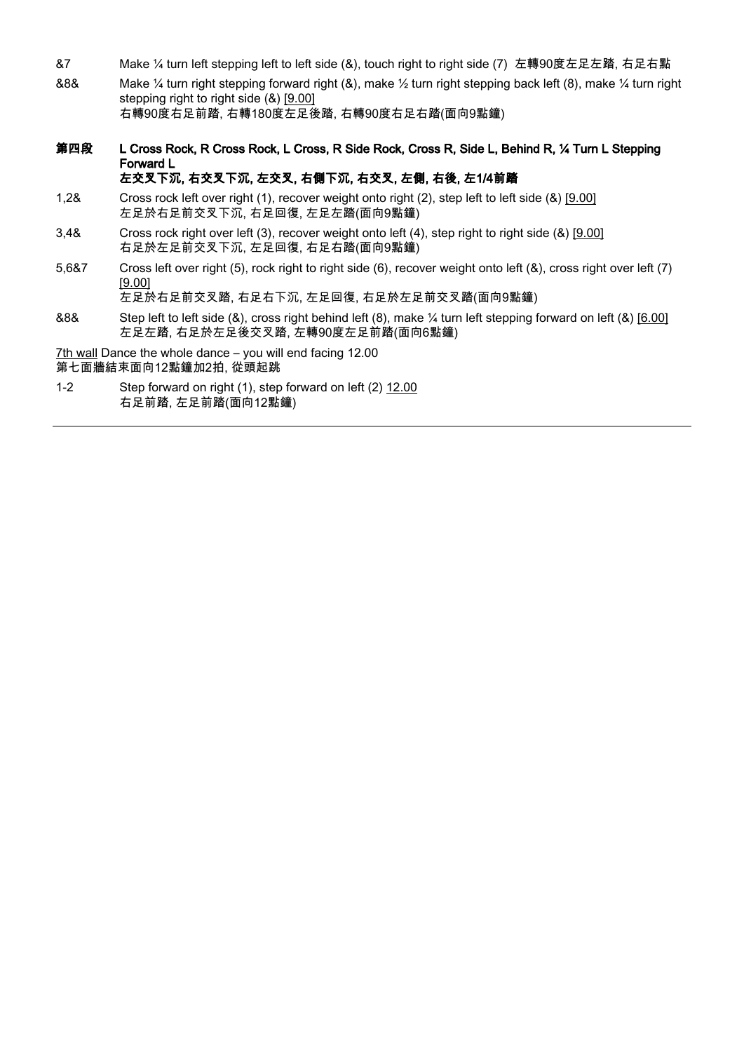&7 Make ¼ turn left stepping left to left side (&), touch right to right side (7) 左轉90度左足左踏, 右足右點

&8& Make ¼ turn right stepping forward right (&), make ½ turn right stepping back left (8), make ¼ turn right stepping right to right side (&) [9.00]
右轉90度右足前踏, 右轉180度左足後踏, 右轉90度右足右踏(面向9點鐘)

### 第四段 L Cross Rock, R Cross Rock, L Cross, R Side Rock, Cross R, Side L, Behind R, ¼ Turn L Stepping Forward L
### 左交叉下沉, 右交叉下沉, 左交叉, 右側下沉, 右交叉, 左側, 右後, 左1/4前踏

1,2& Cross rock left over right (1), recover weight onto right (2), step left to left side (&) [9.00]
左足於右足前交叉下沉, 右足回復, 左足左踏(面向9點鐘)

3,4& Cross rock right over left (3), recover weight onto left (4), step right to right side (&) [9.00]
右足於左足前交叉下沉, 左足回復, 右足右踏(面向9點鐘)

5,6&7 Cross left over right (5), rock right to right side (6), recover weight onto left (&), cross right over left (7) [9.00]
左足於右足前交叉踏, 右足右下沉, 左足回復, 右足於左足前交叉踏(面向9點鐘)

&8& Step left to left side (&), cross right behind left (8), make ¼ turn left stepping forward on left (&) [6.00]
左足左踏, 右足於左足後交叉踏, 左轉90度左足前踏(面向6點鐘)

7th wall Dance the whole dance – you will end facing 12.00
第七面牆結束面向12點鐘加2拍, 從頭起跳

1-2 Step forward on right (1), step forward on left (2) 12.00
右足前踏, 左足前踏(面向12點鐘)